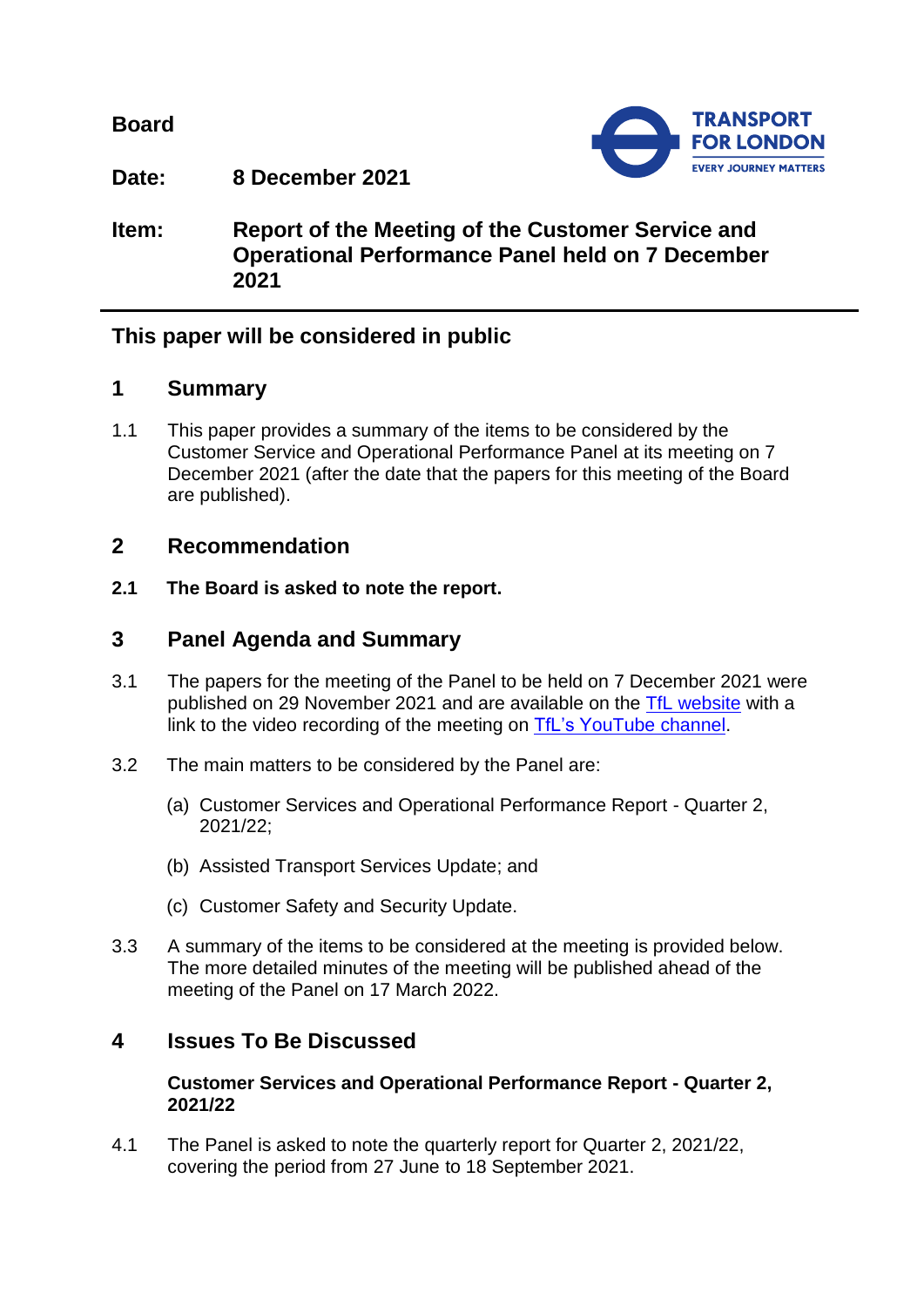**Board**

**Date:** **8 December 2021**

**Item:** **Report of the Meeting of the Customer Service and Operational Performance Panel held on 7 December 2021**

---

## This paper will be considered in public

## 1 Summary

1.1 This paper provides a summary of the items to be considered by the Customer Service and Operational Performance Panel at its meeting on 7 December 2021 (after the date that the papers for this meeting of the Board are published).

## 2 Recommendation

**2.1 The Board is asked to note the report.**

## 3 Panel Agenda and Summary

3.1 The papers for the meeting of the Panel to be held on 7 December 2021 were published on 29 November 2021 and are available on the TfL website with a link to the video recording of the meeting on TfL's YouTube channel.

3.2 The main matters to be considered by the Panel are:

(a) Customer Services and Operational Performance Report - Quarter 2, 2021/22;

(b) Assisted Transport Services Update; and

(c) Customer Safety and Security Update.

3.3 A summary of the items to be considered at the meeting is provided below. The more detailed minutes of the meeting will be published ahead of the meeting of the Panel on 17 March 2022.

## 4 Issues To Be Discussed

**Customer Services and Operational Performance Report - Quarter 2, 2021/22**

4.1 The Panel is asked to note the quarterly report for Quarter 2, 2021/22, covering the period from 27 June to 18 September 2021.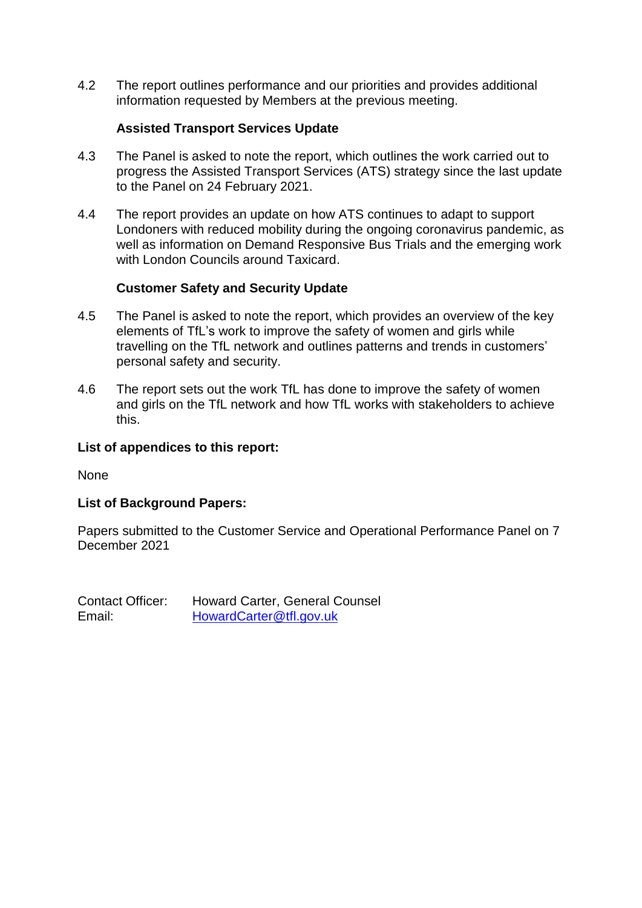4.2 The report outlines performance and our priorities and provides additional information requested by Members at the previous meeting.

**Assisted Transport Services Update**

4.3 The Panel is asked to note the report, which outlines the work carried out to progress the Assisted Transport Services (ATS) strategy since the last update to the Panel on 24 February 2021.

4.4 The report provides an update on how ATS continues to adapt to support Londoners with reduced mobility during the ongoing coronavirus pandemic, as well as information on Demand Responsive Bus Trials and the emerging work with London Councils around Taxicard.

**Customer Safety and Security Update**

4.5 The Panel is asked to note the report, which provides an overview of the key elements of TfL's work to improve the safety of women and girls while travelling on the TfL network and outlines patterns and trends in customers' personal safety and security.

4.6 The report sets out the work TfL has done to improve the safety of women and girls on the TfL network and how TfL works with stakeholders to achieve this.

**List of appendices to this report:**

None

**List of Background Papers:**

Papers submitted to the Customer Service and Operational Performance Panel on 7 December 2021

Contact Officer: Howard Carter, General Counsel
Email: HowardCarter@tfl.gov.uk